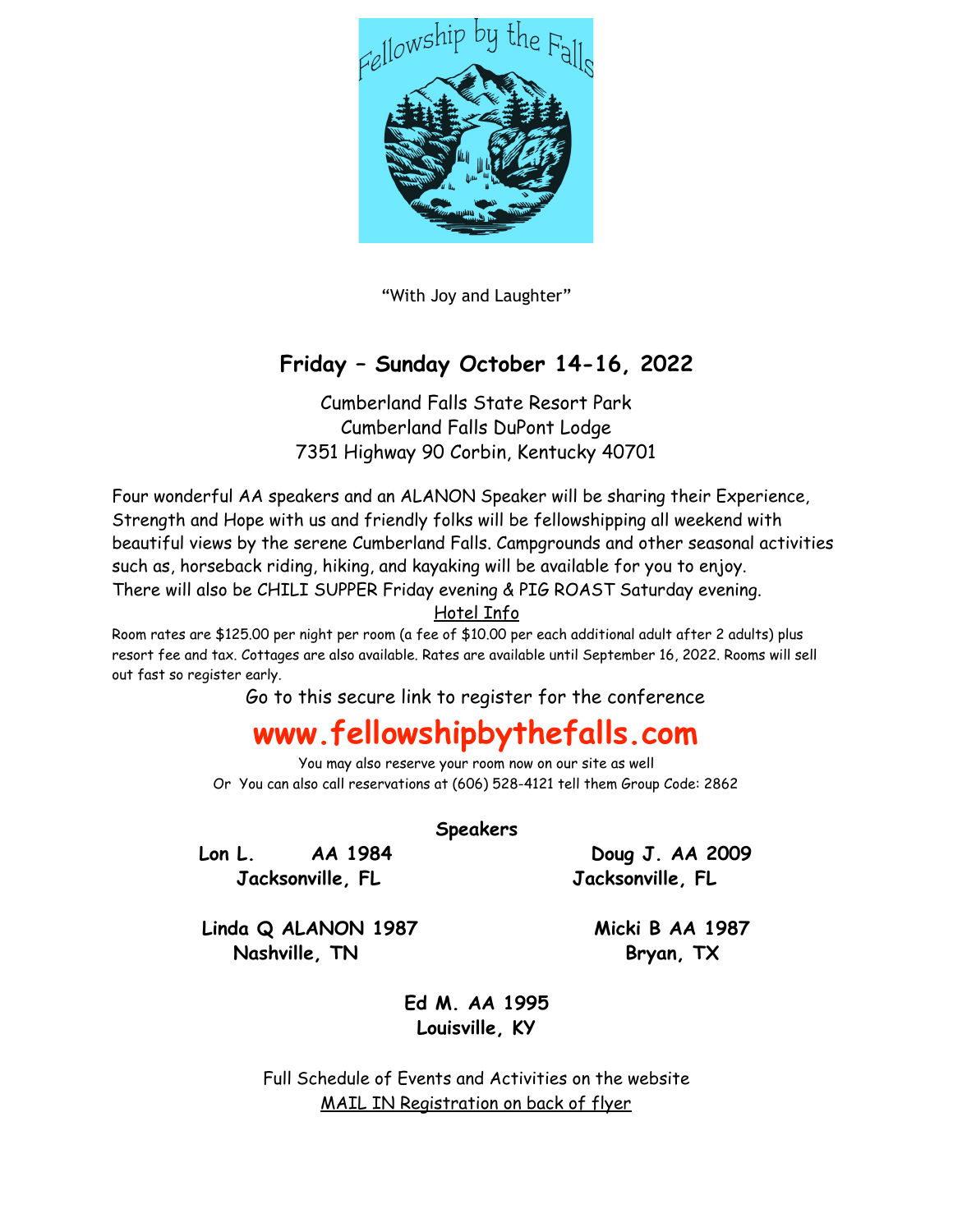# Fellowship by the Falls

"With Joy and Laughter"

## Friday – Sunday October 14-16, 2022

Cumberland Falls State Resort Park
Cumberland Falls DuPont Lodge
7351 Highway 90 Corbin, Kentucky 40701

Four wonderful AA speakers and an ALANON Speaker will be sharing their Experience, Strength and Hope with us and friendly folks will be fellowshipping all weekend with beautiful views by the serene Cumberland Falls. Campgrounds and other seasonal activities such as, horseback riding, hiking, and kayaking will be available for you to enjoy. There will also be CHILI SUPPER Friday evening & PIG ROAST Saturday evening.

Hotel Info

Room rates are $125.00 per night per room (a fee of $10.00 per each additional adult after 2 adults) plus resort fee and tax. Cottages are also available. Rates are available until September 16, 2022. Rooms will sell out fast so register early.

Go to this secure link to register for the conference

## www.fellowshipbythefalls.com

You may also reserve your room now on our site as well
Or You can also call reservations at (606) 528-4121 tell them Group Code: 2862

**Speakers**

**Lon L. AA 1984**
**Jacksonville, FL**

**Doug J. AA 2009**
**Jacksonville, FL**

**Linda Q ALANON 1987**
**Nashville, TN**

**Micki B AA 1987**
**Bryan, TX**

**Ed M. AA 1995**
**Louisville, KY**

Full Schedule of Events and Activities on the website
MAIL IN Registration on back of flyer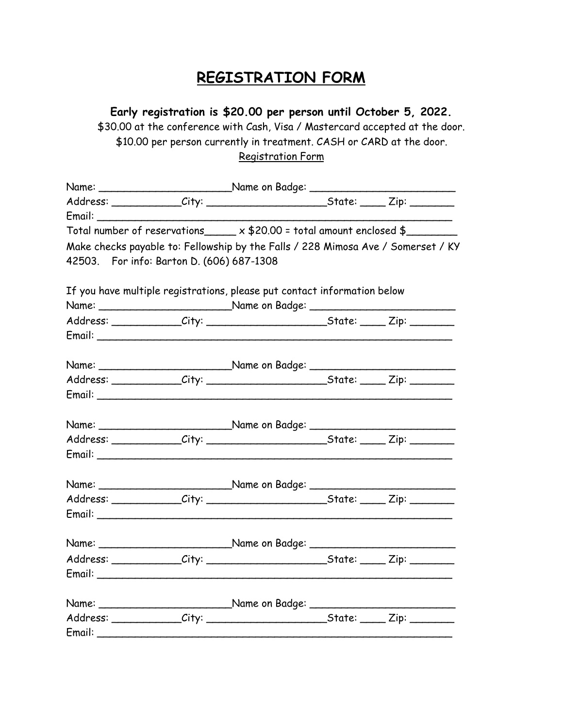# REGISTRATION FORM

**Early registration is $20.00 per person until October 5, 2022.**

$30.00 at the conference with Cash, Visa / Mastercard accepted at the door.

$10.00 per person currently in treatment. CASH or CARD at the door.

Registration Form

Name: _____________________Name on Badge: _______________________

Address: ___________City: ___________________State: ____ Zip: _______

Email: _________________________________________________________

Total number of reservations_____ x $20.00 = total amount enclosed $________

Make checks payable to: Fellowship by the Falls / 228 Mimosa Ave / Somerset / KY 42503. For info: Barton D. (606) 687-1308

If you have multiple registrations, please put contact information below

Name: _____________________Name on Badge: _______________________

Address: ___________City: ___________________State: ____ Zip: _______

Email: _________________________________________________________

Name: _____________________Name on Badge: _______________________

Address: ___________City: ___________________State: ____ Zip: _______

Email: _________________________________________________________

Name: _____________________Name on Badge: _______________________

Address: ___________City: ___________________State: ____ Zip: _______

Email: _________________________________________________________

Name: _____________________Name on Badge: _______________________

Address: ___________City: ___________________State: ____ Zip: _______

Email: _________________________________________________________

Name: _____________________Name on Badge: _______________________

Address: ___________City: ___________________State: ____ Zip: _______

Email: _________________________________________________________

Name: _____________________Name on Badge: _______________________

Address: ___________City: ___________________State: ____ Zip: _______

Email: _________________________________________________________